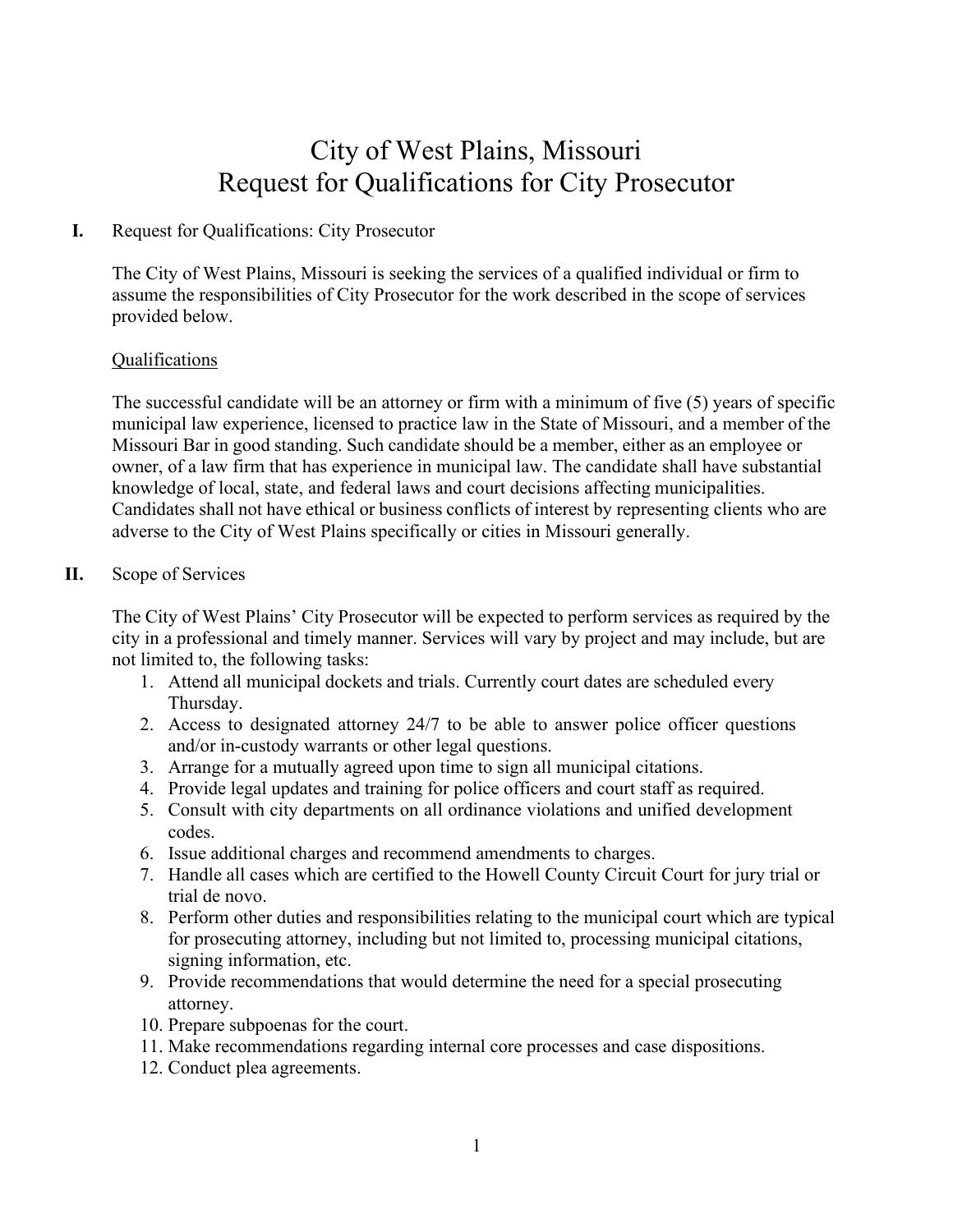# City of West Plains, Missouri
# Request for Qualifications for City Prosecutor

## I. Request for Qualifications: City Prosecutor

The City of West Plains, Missouri is seeking the services of a qualified individual or firm to assume the responsibilities of City Prosecutor for the work described in the scope of services provided below.

### Qualifications

The successful candidate will be an attorney or firm with a minimum of five (5) years of specific municipal law experience, licensed to practice law in the State of Missouri, and a member of the Missouri Bar in good standing. Such candidate should be a member, either as an employee or owner, of a law firm that has experience in municipal law. The candidate shall have substantial knowledge of local, state, and federal laws and court decisions affecting municipalities. Candidates shall not have ethical or business conflicts of interest by representing clients who are adverse to the City of West Plains specifically or cities in Missouri generally.

## II. Scope of Services

The City of West Plains' City Prosecutor will be expected to perform services as required by the city in a professional and timely manner. Services will vary by project and may include, but are not limited to, the following tasks:

1. Attend all municipal dockets and trials. Currently court dates are scheduled every Thursday.
2. Access to designated attorney 24/7 to be able to answer police officer questions and/or in-custody warrants or other legal questions.
3. Arrange for a mutually agreed upon time to sign all municipal citations.
4. Provide legal updates and training for police officers and court staff as required.
5. Consult with city departments on all ordinance violations and unified development codes.
6. Issue additional charges and recommend amendments to charges.
7. Handle all cases which are certified to the Howell County Circuit Court for jury trial or trial de novo.
8. Perform other duties and responsibilities relating to the municipal court which are typical for prosecuting attorney, including but not limited to, processing municipal citations, signing information, etc.
9. Provide recommendations that would determine the need for a special prosecuting attorney.
10. Prepare subpoenas for the court.
11. Make recommendations regarding internal core processes and case dispositions.
12. Conduct plea agreements.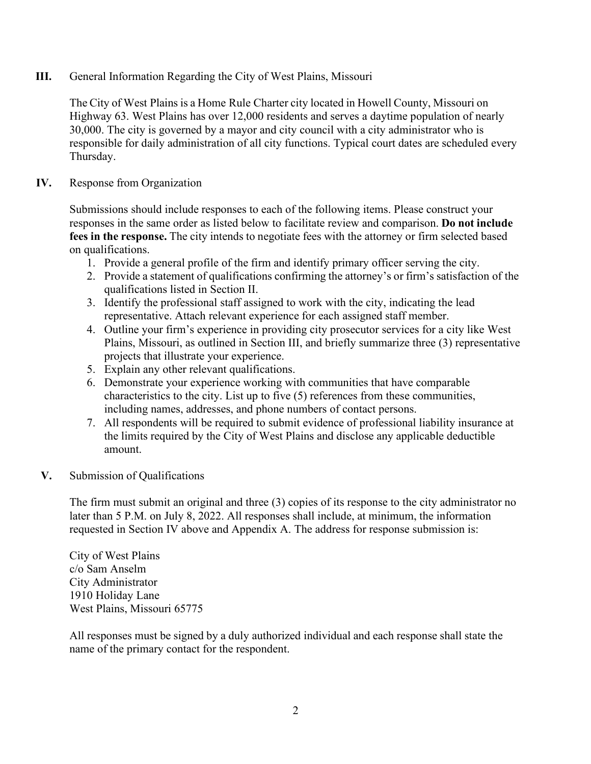## III. General Information Regarding the City of West Plains, Missouri

The City of West Plains is a Home Rule Charter city located in Howell County, Missouri on Highway 63. West Plains has over 12,000 residents and serves a daytime population of nearly 30,000. The city is governed by a mayor and city council with a city administrator who is responsible for daily administration of all city functions. Typical court dates are scheduled every Thursday.

## IV. Response from Organization

Submissions should include responses to each of the following items. Please construct your responses in the same order as listed below to facilitate review and comparison. **Do not include fees in the response.** The city intends to negotiate fees with the attorney or firm selected based on qualifications.

1. Provide a general profile of the firm and identify primary officer serving the city.
2. Provide a statement of qualifications confirming the attorney's or firm's satisfaction of the qualifications listed in Section II.
3. Identify the professional staff assigned to work with the city, indicating the lead representative. Attach relevant experience for each assigned staff member.
4. Outline your firm's experience in providing city prosecutor services for a city like West Plains, Missouri, as outlined in Section III, and briefly summarize three (3) representative projects that illustrate your experience.
5. Explain any other relevant qualifications.
6. Demonstrate your experience working with communities that have comparable characteristics to the city. List up to five (5) references from these communities, including names, addresses, and phone numbers of contact persons.
7. All respondents will be required to submit evidence of professional liability insurance at the limits required by the City of West Plains and disclose any applicable deductible amount.

## V. Submission of Qualifications

The firm must submit an original and three (3) copies of its response to the city administrator no later than 5 P.M. on July 8, 2022. All responses shall include, at minimum, the information requested in Section IV above and Appendix A. The address for response submission is:

City of West Plains
c/o Sam Anselm
City Administrator
1910 Holiday Lane
West Plains, Missouri 65775

All responses must be signed by a duly authorized individual and each response shall state the name of the primary contact for the respondent.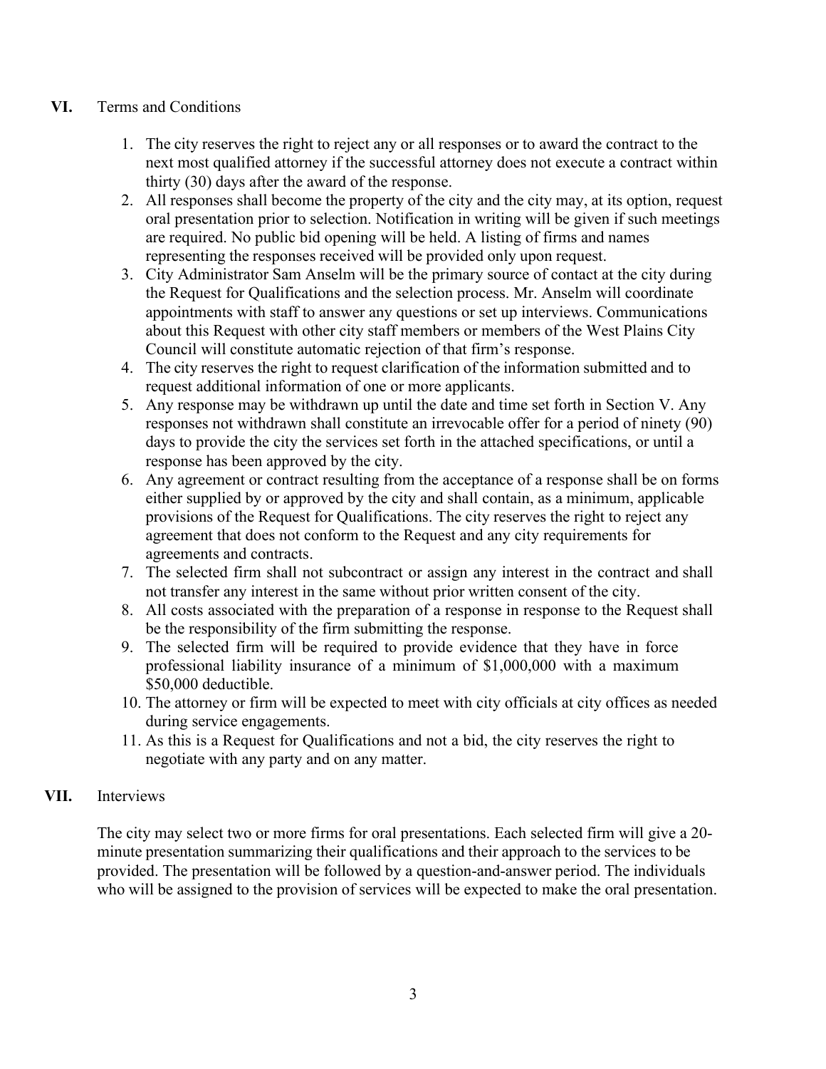## VI. Terms and Conditions

1. The city reserves the right to reject any or all responses or to award the contract to the next most qualified attorney if the successful attorney does not execute a contract within thirty (30) days after the award of the response.
2. All responses shall become the property of the city and the city may, at its option, request oral presentation prior to selection. Notification in writing will be given if such meetings are required. No public bid opening will be held. A listing of firms and names representing the responses received will be provided only upon request.
3. City Administrator Sam Anselm will be the primary source of contact at the city during the Request for Qualifications and the selection process. Mr. Anselm will coordinate appointments with staff to answer any questions or set up interviews. Communications about this Request with other city staff members or members of the West Plains City Council will constitute automatic rejection of that firm's response.
4. The city reserves the right to request clarification of the information submitted and to request additional information of one or more applicants.
5. Any response may be withdrawn up until the date and time set forth in Section V. Any responses not withdrawn shall constitute an irrevocable offer for a period of ninety (90) days to provide the city the services set forth in the attached specifications, or until a response has been approved by the city.
6. Any agreement or contract resulting from the acceptance of a response shall be on forms either supplied by or approved by the city and shall contain, as a minimum, applicable provisions of the Request for Qualifications. The city reserves the right to reject any agreement that does not conform to the Request and any city requirements for agreements and contracts.
7. The selected firm shall not subcontract or assign any interest in the contract and shall not transfer any interest in the same without prior written consent of the city.
8. All costs associated with the preparation of a response in response to the Request shall be the responsibility of the firm submitting the response.
9. The selected firm will be required to provide evidence that they have in force professional liability insurance of a minimum of $1,000,000 with a maximum $50,000 deductible.
10. The attorney or firm will be expected to meet with city officials at city offices as needed during service engagements.
11. As this is a Request for Qualifications and not a bid, the city reserves the right to negotiate with any party and on any matter.

## VII. Interviews

The city may select two or more firms for oral presentations. Each selected firm will give a 20-minute presentation summarizing their qualifications and their approach to the services to be provided. The presentation will be followed by a question-and-answer period. The individuals who will be assigned to the provision of services will be expected to make the oral presentation.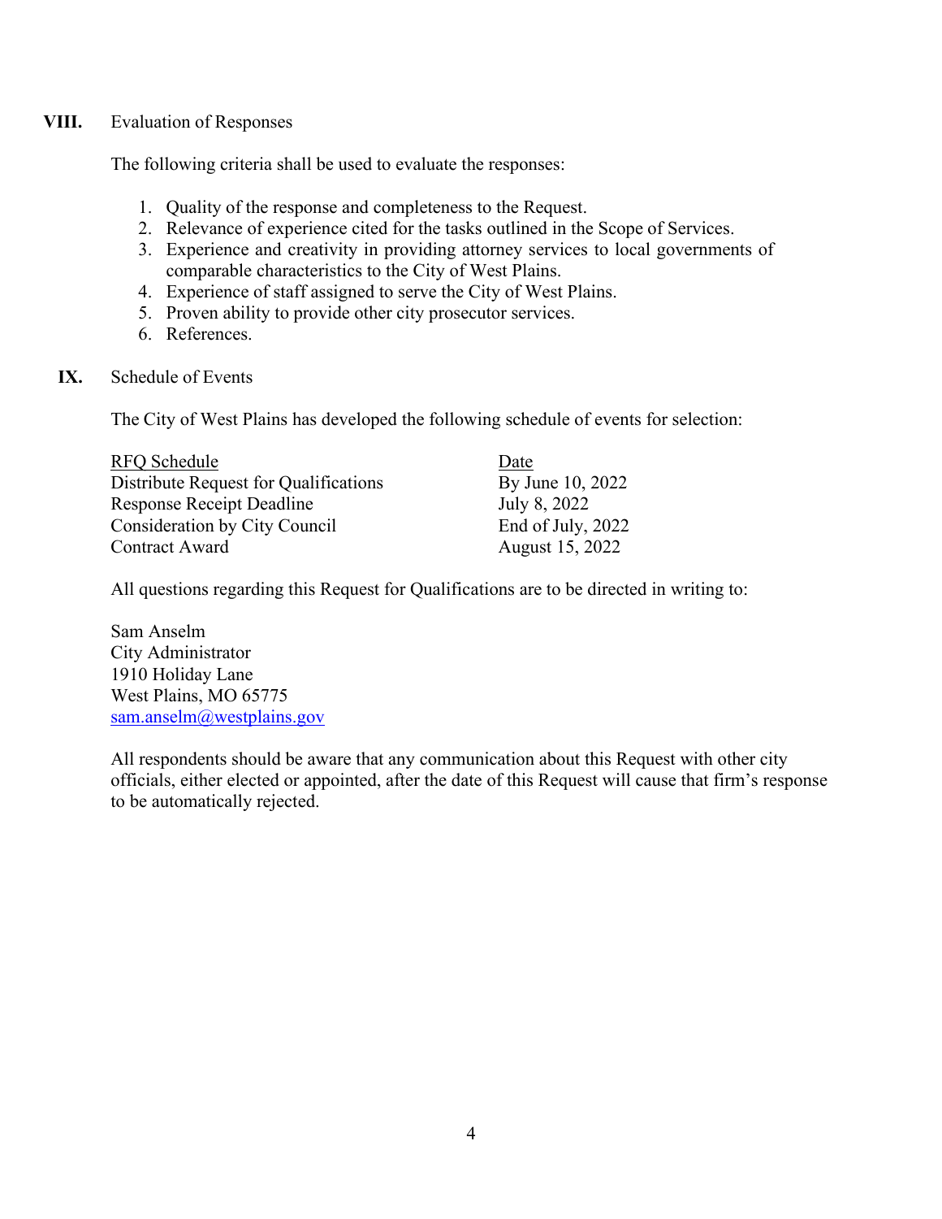## VIII. Evaluation of Responses

The following criteria shall be used to evaluate the responses:

1. Quality of the response and completeness to the Request.
2. Relevance of experience cited for the tasks outlined in the Scope of Services.
3. Experience and creativity in providing attorney services to local governments of comparable characteristics to the City of West Plains.
4. Experience of staff assigned to serve the City of West Plains.
5. Proven ability to provide other city prosecutor services.
6. References.

## IX. Schedule of Events

The City of West Plains has developed the following schedule of events for selection:

| RFQ Schedule | Date |
|---|---|
| Distribute Request for Qualifications | By June 10, 2022 |
| Response Receipt Deadline | July 8, 2022 |
| Consideration by City Council | End of July, 2022 |
| Contract Award | August 15, 2022 |

All questions regarding this Request for Qualifications are to be directed in writing to:

Sam Anselm
City Administrator
1910 Holiday Lane
West Plains, MO 65775
sam.anselm@westplains.gov

All respondents should be aware that any communication about this Request with other city officials, either elected or appointed, after the date of this Request will cause that firm's response to be automatically rejected.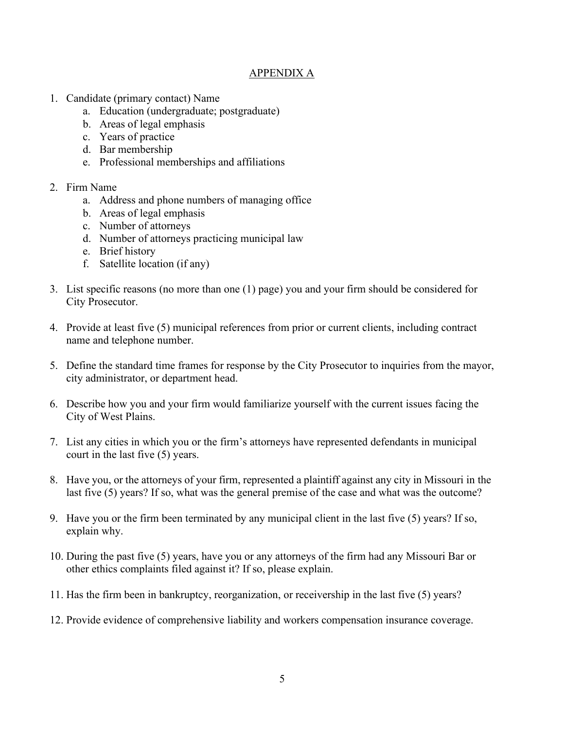## APPENDIX A

1. Candidate (primary contact) Name
   a. Education (undergraduate; postgraduate)
   b. Areas of legal emphasis
   c. Years of practice
   d. Bar membership
   e. Professional memberships and affiliations

2. Firm Name
   a. Address and phone numbers of managing office
   b. Areas of legal emphasis
   c. Number of attorneys
   d. Number of attorneys practicing municipal law
   e. Brief history
   f. Satellite location (if any)

3. List specific reasons (no more than one (1) page) you and your firm should be considered for City Prosecutor.

4. Provide at least five (5) municipal references from prior or current clients, including contract name and telephone number.

5. Define the standard time frames for response by the City Prosecutor to inquiries from the mayor, city administrator, or department head.

6. Describe how you and your firm would familiarize yourself with the current issues facing the City of West Plains.

7. List any cities in which you or the firm's attorneys have represented defendants in municipal court in the last five (5) years.

8. Have you, or the attorneys of your firm, represented a plaintiff against any city in Missouri in the last five (5) years? If so, what was the general premise of the case and what was the outcome?

9. Have you or the firm been terminated by any municipal client in the last five (5) years? If so, explain why.

10. During the past five (5) years, have you or any attorneys of the firm had any Missouri Bar or other ethics complaints filed against it? If so, please explain.

11. Has the firm been in bankruptcy, reorganization, or receivership in the last five (5) years?

12. Provide evidence of comprehensive liability and workers compensation insurance coverage.